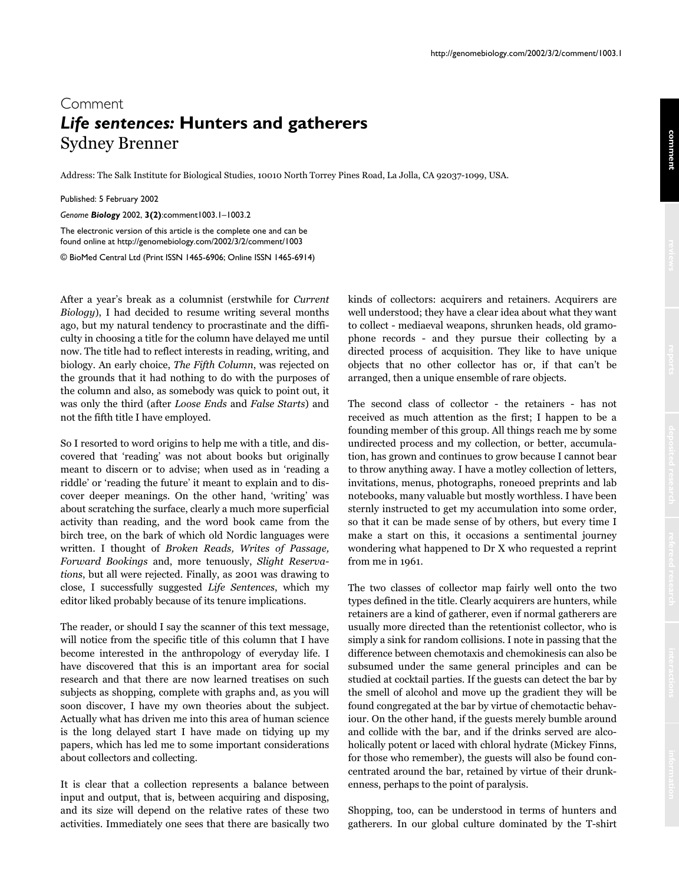Comment

# *Life sentences:* Hunters and gatherers

Sydney Brenner

Address: The Salk Institute for Biological Studies, 10010 North Torrey Pines Road, La Jolla, CA 92037-1099, USA.

Published: 5 February 2002

*Genome* ***Biology*** 2002, **3(2)**:comment1003.1–1003.2

The electronic version of this article is the complete one and can be found online at http://genomebiology.com/2002/3/2/comment/1003

© BioMed Central Ltd (Print ISSN 1465-6906; Online ISSN 1465-6914)

After a year's break as a columnist (erstwhile for *Current Biology*), I had decided to resume writing several months ago, but my natural tendency to procrastinate and the difficulty in choosing a title for the column have delayed me until now. The title had to reflect interests in reading, writing, and biology. An early choice, *The Fifth Column*, was rejected on the grounds that it had nothing to do with the purposes of the column and also, as somebody was quick to point out, it was only the third (after *Loose Ends* and *False Starts*) and not the fifth title I have employed.

So I resorted to word origins to help me with a title, and discovered that 'reading' was not about books but originally meant to discern or to advise; when used as in 'reading a riddle' or 'reading the future' it meant to explain and to discover deeper meanings. On the other hand, 'writing' was about scratching the surface, clearly a much more superficial activity than reading, and the word book came from the birch tree, on the bark of which old Nordic languages were written. I thought of *Broken Reads, Writes of Passage, Forward Bookings* and, more tenuously, *Slight Reservations*, but all were rejected. Finally, as 2001 was drawing to close, I successfully suggested *Life Sentences*, which my editor liked probably because of its tenure implications.

The reader, or should I say the scanner of this text message, will notice from the specific title of this column that I have become interested in the anthropology of everyday life. I have discovered that this is an important area for social research and that there are now learned treatises on such subjects as shopping, complete with graphs and, as you will soon discover, I have my own theories about the subject. Actually what has driven me into this area of human science is the long delayed start I have made on tidying up my papers, which has led me to some important considerations about collectors and collecting.

It is clear that a collection represents a balance between input and output, that is, between acquiring and disposing, and its size will depend on the relative rates of these two activities. Immediately one sees that there are basically two kinds of collectors: acquirers and retainers. Acquirers are well understood; they have a clear idea about what they want to collect - mediaeval weapons, shrunken heads, old gramophone records - and they pursue their collecting by a directed process of acquisition. They like to have unique objects that no other collector has or, if that can't be arranged, then a unique ensemble of rare objects.

The second class of collector - the retainers - has not received as much attention as the first; I happen to be a founding member of this group. All things reach me by some undirected process and my collection, or better, accumulation, has grown and continues to grow because I cannot bear to throw anything away. I have a motley collection of letters, invitations, menus, photographs, roneoed preprints and lab notebooks, many valuable but mostly worthless. I have been sternly instructed to get my accumulation into some order, so that it can be made sense of by others, but every time I make a start on this, it occasions a sentimental journey wondering what happened to Dr X who requested a reprint from me in 1961.

The two classes of collector map fairly well onto the two types defined in the title. Clearly acquirers are hunters, while retainers are a kind of gatherer, even if normal gatherers are usually more directed than the retentionist collector, who is simply a sink for random collisions. I note in passing that the difference between chemotaxis and chemokinesis can also be subsumed under the same general principles and can be studied at cocktail parties. If the guests can detect the bar by the smell of alcohol and move up the gradient they will be found congregated at the bar by virtue of chemotactic behaviour. On the other hand, if the guests merely bumble around and collide with the bar, and if the drinks served are alcoholically potent or laced with chloral hydrate (Mickey Finns, for those who remember), the guests will also be found concentrated around the bar, retained by virtue of their drunkenness, perhaps to the point of paralysis.

Shopping, too, can be understood in terms of hunters and gatherers. In our global culture dominated by the T-shirt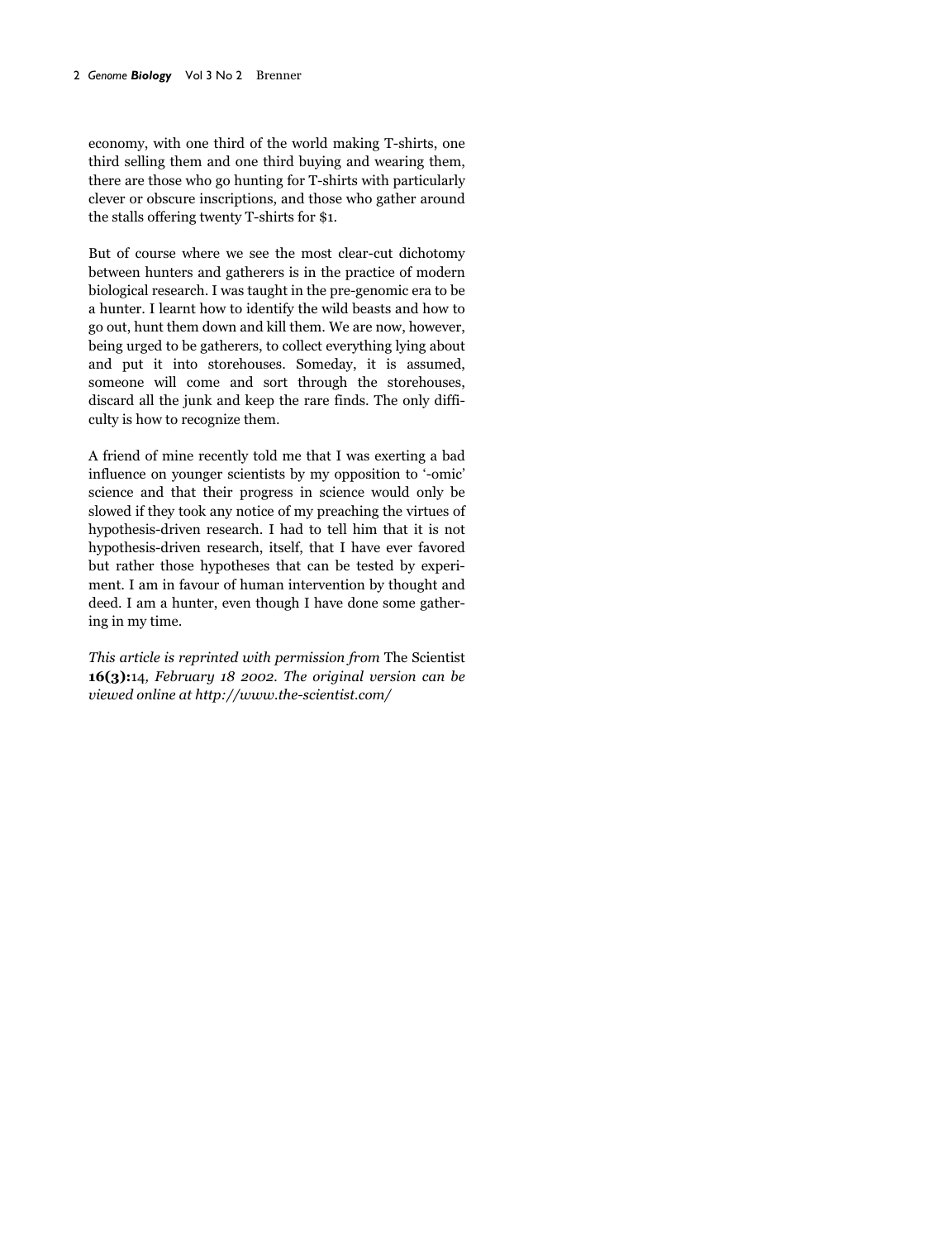economy, with one third of the world making T-shirts, one third selling them and one third buying and wearing them, there are those who go hunting for T-shirts with particularly clever or obscure inscriptions, and those who gather around the stalls offering twenty T-shirts for $1.

But of course where we see the most clear-cut dichotomy between hunters and gatherers is in the practice of modern biological research. I was taught in the pre-genomic era to be a hunter. I learnt how to identify the wild beasts and how to go out, hunt them down and kill them. We are now, however, being urged to be gatherers, to collect everything lying about and put it into storehouses. Someday, it is assumed, someone will come and sort through the storehouses, discard all the junk and keep the rare finds. The only difficulty is how to recognize them.

A friend of mine recently told me that I was exerting a bad influence on younger scientists by my opposition to '-omic' science and that their progress in science would only be slowed if they took any notice of my preaching the virtues of hypothesis-driven research. I had to tell him that it is not hypothesis-driven research, itself, that I have ever favored but rather those hypotheses that can be tested by experiment. I am in favour of human intervention by thought and deed. I am a hunter, even though I have done some gathering in my time.

*This article is reprinted with permission from* The Scientist **16(3):**14*, February 18 2002. The original version can be viewed online at http://www.the-scientist.com/*